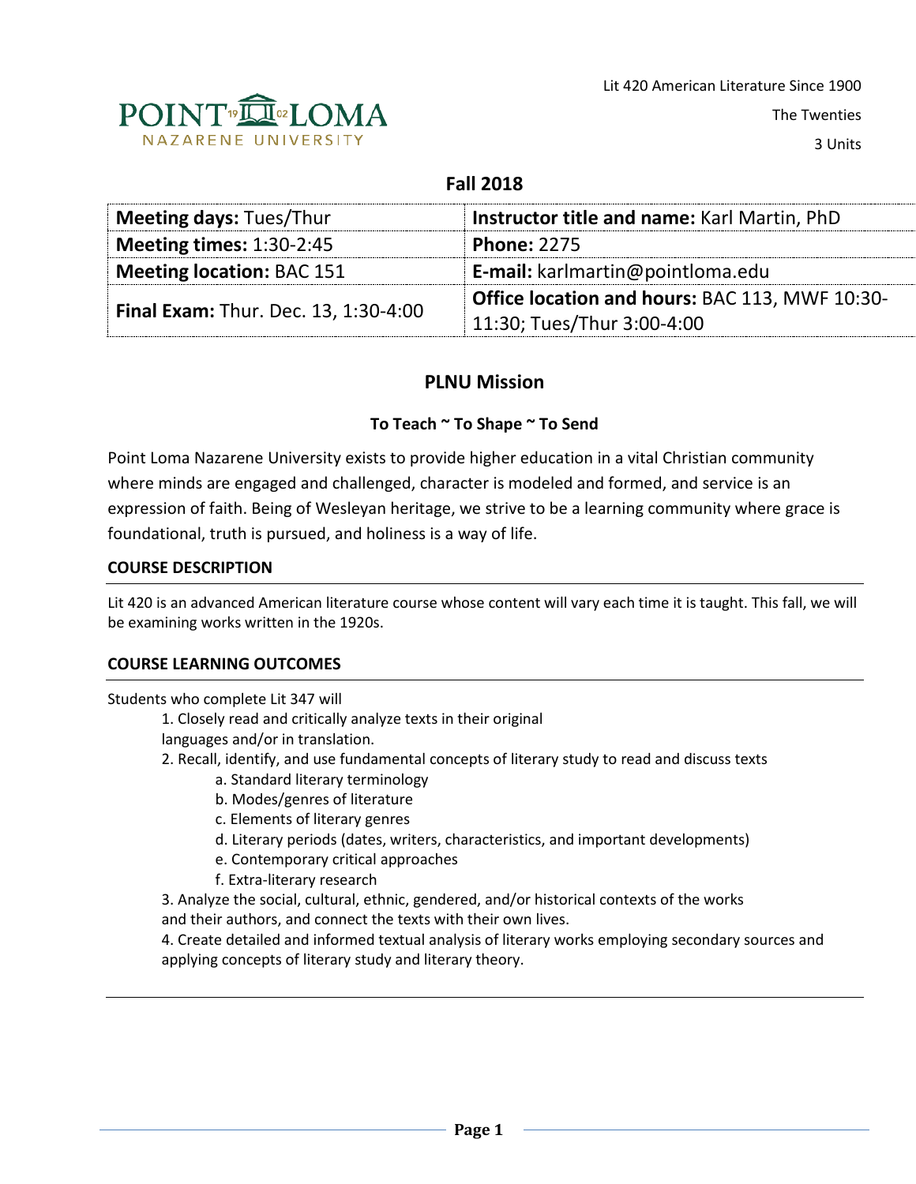POINT LOMA NAZARENE UNIVERSITY

Lit 420 American Literature Since 1900

The Twenties

3 Units

**Fall 2018**

| **Meeting days:** Tues/Thur | **Instructor title and name:** Karl Martin, PhD |
|---|---|
| **Meeting times:** 1:30-2:45 | **Phone:** 2275 |
| **Meeting location:** BAC 151 | **E-mail:** karlmartin@pointloma.edu |
| **Final Exam:** Thur. Dec. 13, 1:30-4:00 | **Office location and hours:** BAC 113, MWF 10:30-11:30; Tues/Thur 3:00-4:00 |

## PLNU Mission

### To Teach ~ To Shape ~ To Send

Point Loma Nazarene University exists to provide higher education in a vital Christian community where minds are engaged and challenged, character is modeled and formed, and service is an expression of faith. Being of Wesleyan heritage, we strive to be a learning community where grace is foundational, truth is pursued, and holiness is a way of life.

### COURSE DESCRIPTION

Lit 420 is an advanced American literature course whose content will vary each time it is taught. This fall, we will be examining works written in the 1920s.

### COURSE LEARNING OUTCOMES

Students who complete Lit 347 will

1. Closely read and critically analyze texts in their original languages and/or in translation.
2. Recall, identify, and use fundamental concepts of literary study to read and discuss texts
   a. Standard literary terminology
   b. Modes/genres of literature
   c. Elements of literary genres
   d. Literary periods (dates, writers, characteristics, and important developments)
   e. Contemporary critical approaches
   f. Extra-literary research
3. Analyze the social, cultural, ethnic, gendered, and/or historical contexts of the works and their authors, and connect the texts with their own lives.
4. Create detailed and informed textual analysis of literary works employing secondary sources and applying concepts of literary study and literary theory.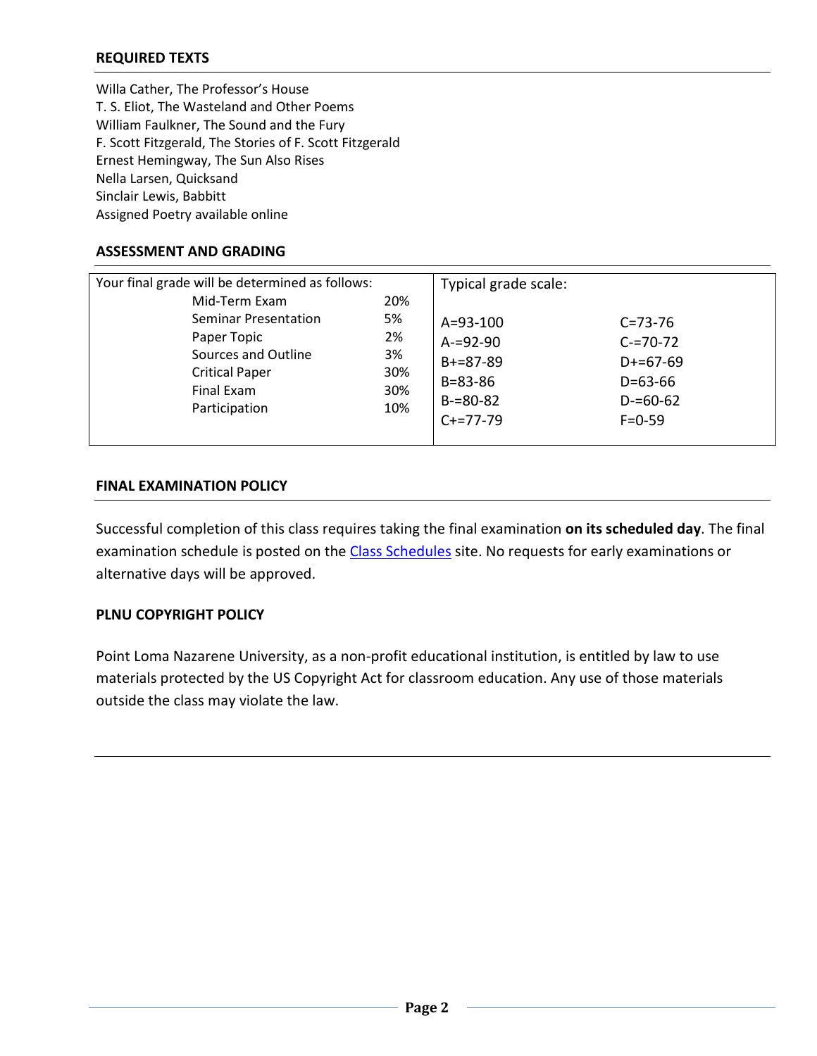## REQUIRED TEXTS

Willa Cather, The Professor's House
T. S. Eliot, The Wasteland and Other Poems
William Faulkner, The Sound and the Fury
F. Scott Fitzgerald, The Stories of F. Scott Fitzgerald
Ernest Hemingway, The Sun Also Rises
Nella Larsen, Quicksand
Sinclair Lewis, Babbitt
Assigned Poetry available online

## ASSESSMENT AND GRADING

Your final grade will be determined as follows:

| Component | Weight |
|---|---|
| Mid-Term Exam | 20% |
| Seminar Presentation | 5% |
| Paper Topic | 2% |
| Sources and Outline | 3% |
| Critical Paper | 30% |
| Final Exam | 30% |
| Participation | 10% |

Typical grade scale:

| | |
|---|---|
| A=93-100 | C=73-76 |
| A-=92-90 | C-=70-72 |
| B+=87-89 | D+=67-69 |
| B=83-86 | D=63-66 |
| B-=80-82 | D-=60-62 |
| C+=77-79 | F=0-59 |

## FINAL EXAMINATION POLICY

Successful completion of this class requires taking the final examination **on its scheduled day**. The final examination schedule is posted on the Class Schedules site. No requests for early examinations or alternative days will be approved.

## PLNU COPYRIGHT POLICY

Point Loma Nazarene University, as a non-profit educational institution, is entitled by law to use materials protected by the US Copyright Act for classroom education. Any use of those materials outside the class may violate the law.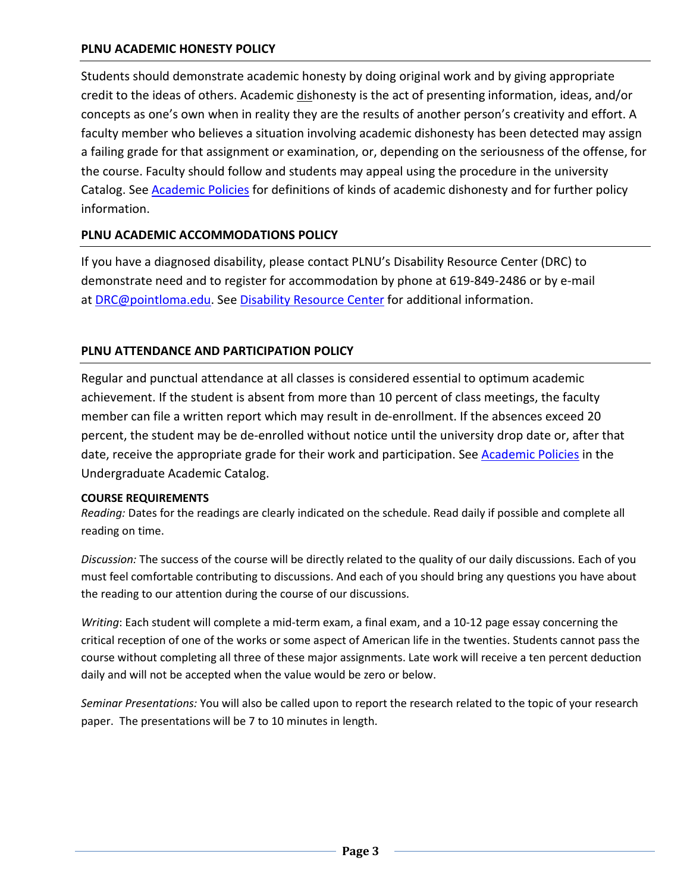## PLNU ACADEMIC HONESTY POLICY

Students should demonstrate academic honesty by doing original work and by giving appropriate credit to the ideas of others. Academic dishonesty is the act of presenting information, ideas, and/or concepts as one's own when in reality they are the results of another person's creativity and effort. A faculty member who believes a situation involving academic dishonesty has been detected may assign a failing grade for that assignment or examination, or, depending on the seriousness of the offense, for the course. Faculty should follow and students may appeal using the procedure in the university Catalog. See Academic Policies for definitions of kinds of academic dishonesty and for further policy information.

## PLNU ACADEMIC ACCOMMODATIONS POLICY

If you have a diagnosed disability, please contact PLNU's Disability Resource Center (DRC) to demonstrate need and to register for accommodation by phone at 619-849-2486 or by e-mail at DRC@pointloma.edu. See Disability Resource Center for additional information.

## PLNU ATTENDANCE AND PARTICIPATION POLICY

Regular and punctual attendance at all classes is considered essential to optimum academic achievement. If the student is absent from more than 10 percent of class meetings, the faculty member can file a written report which may result in de-enrollment. If the absences exceed 20 percent, the student may be de-enrolled without notice until the university drop date or, after that date, receive the appropriate grade for their work and participation. See Academic Policies in the Undergraduate Academic Catalog.

**COURSE REQUIREMENTS**

*Reading:* Dates for the readings are clearly indicated on the schedule. Read daily if possible and complete all reading on time.

*Discussion:* The success of the course will be directly related to the quality of our daily discussions. Each of you must feel comfortable contributing to discussions. And each of you should bring any questions you have about the reading to our attention during the course of our discussions.

*Writing*: Each student will complete a mid-term exam, a final exam, and a 10-12 page essay concerning the critical reception of one of the works or some aspect of American life in the twenties. Students cannot pass the course without completing all three of these major assignments. Late work will receive a ten percent deduction daily and will not be accepted when the value would be zero or below.

*Seminar Presentations:* You will also be called upon to report the research related to the topic of your research paper. The presentations will be 7 to 10 minutes in length.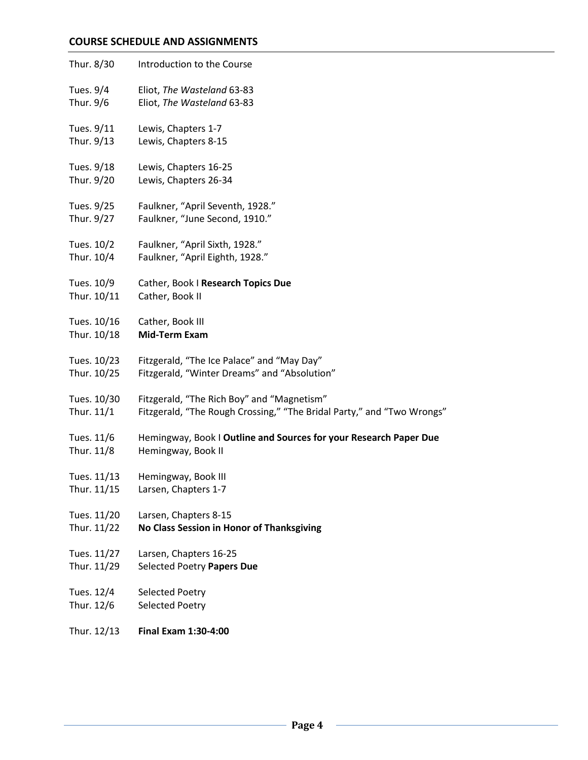## COURSE SCHEDULE AND ASSIGNMENTS

| | |
|---|---|
| Thur. 8/30 | Introduction to the Course |
| Tues. 9/4 | Eliot, *The Wasteland* 63-83 |
| Thur. 9/6 | Eliot, *The Wasteland* 63-83 |
| Tues. 9/11 | Lewis, Chapters 1-7 |
| Thur. 9/13 | Lewis, Chapters 8-15 |
| Tues. 9/18 | Lewis, Chapters 16-25 |
| Thur. 9/20 | Lewis, Chapters 26-34 |
| Tues. 9/25 | Faulkner, "April Seventh, 1928." |
| Thur. 9/27 | Faulkner, "June Second, 1910." |
| Tues. 10/2 | Faulkner, "April Sixth, 1928." |
| Thur. 10/4 | Faulkner, "April Eighth, 1928." |
| Tues. 10/9 | Cather, Book I **Research Topics Due** |
| Thur. 10/11 | Cather, Book II |
| Tues. 10/16 | Cather, Book III |
| Thur. 10/18 | **Mid-Term Exam** |
| Tues. 10/23 | Fitzgerald, "The Ice Palace" and "May Day" |
| Thur. 10/25 | Fitzgerald, "Winter Dreams" and "Absolution" |
| Tues. 10/30 | Fitzgerald, "The Rich Boy" and "Magnetism" |
| Thur. 11/1 | Fitzgerald, "The Rough Crossing," "The Bridal Party," and "Two Wrongs" |
| Tues. 11/6 | Hemingway, Book I **Outline and Sources for your Research Paper Due** |
| Thur. 11/8 | Hemingway, Book II |
| Tues. 11/13 | Hemingway, Book III |
| Thur. 11/15 | Larsen, Chapters 1-7 |
| Tues. 11/20 | Larsen, Chapters 8-15 |
| Thur. 11/22 | **No Class Session in Honor of Thanksgiving** |
| Tues. 11/27 | Larsen, Chapters 16-25 |
| Thur. 11/29 | Selected Poetry **Papers Due** |
| Tues. 12/4 | Selected Poetry |
| Thur. 12/6 | Selected Poetry |
| Thur. 12/13 | **Final Exam 1:30-4:00** |